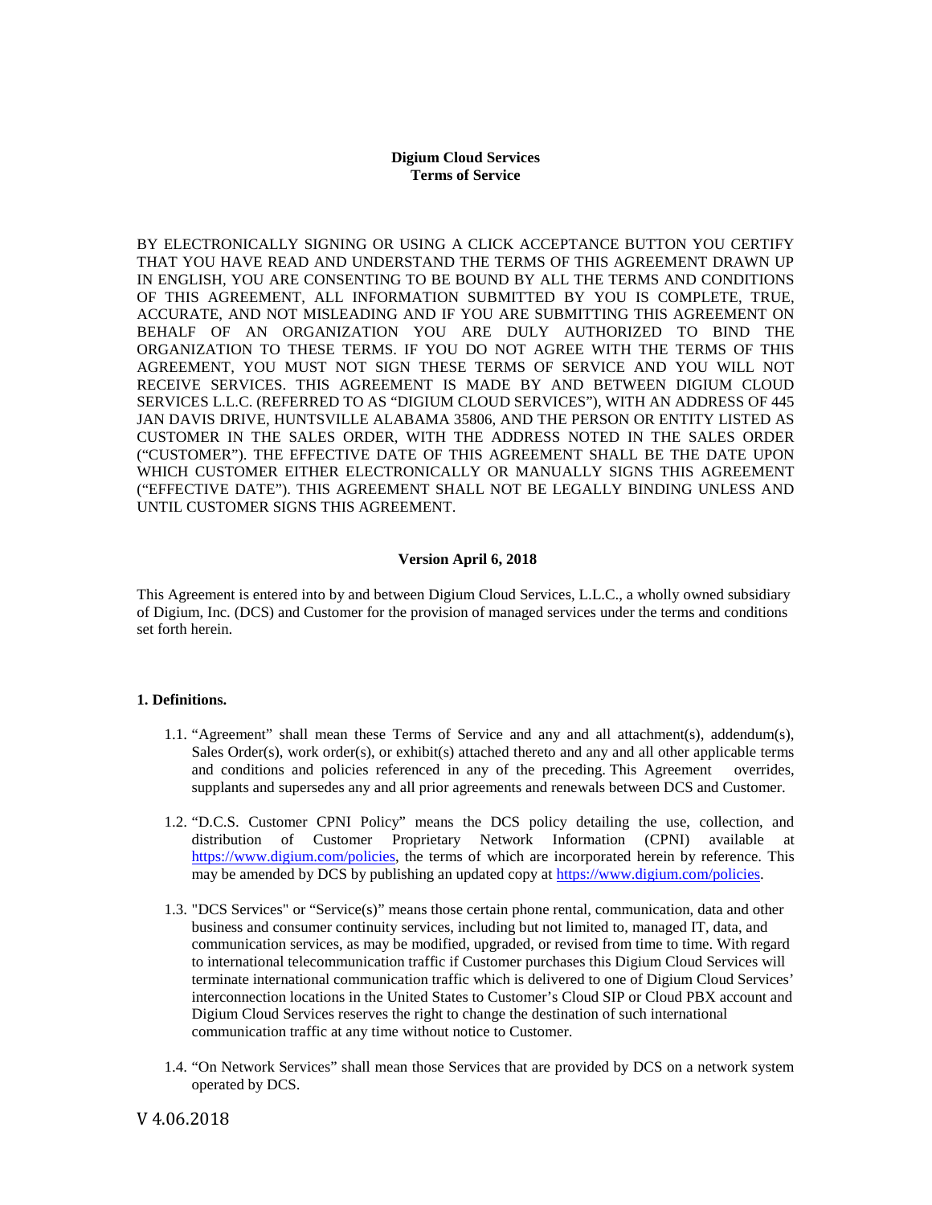**Digium Cloud Services**
**Terms of Service**

BY ELECTRONICALLY SIGNING OR USING A CLICK ACCEPTANCE BUTTON YOU CERTIFY THAT YOU HAVE READ AND UNDERSTAND THE TERMS OF THIS AGREEMENT DRAWN UP IN ENGLISH, YOU ARE CONSENTING TO BE BOUND BY ALL THE TERMS AND CONDITIONS OF THIS AGREEMENT, ALL INFORMATION SUBMITTED BY YOU IS COMPLETE, TRUE, ACCURATE, AND NOT MISLEADING AND IF YOU ARE SUBMITTING THIS AGREEMENT ON BEHALF OF AN ORGANIZATION YOU ARE DULY AUTHORIZED TO BIND THE ORGANIZATION TO THESE TERMS. IF YOU DO NOT AGREE WITH THE TERMS OF THIS AGREEMENT, YOU MUST NOT SIGN THESE TERMS OF SERVICE AND YOU WILL NOT RECEIVE SERVICES. THIS AGREEMENT IS MADE BY AND BETWEEN DIGIUM CLOUD SERVICES L.L.C. (REFERRED TO AS "DIGIUM CLOUD SERVICES"), WITH AN ADDRESS OF 445 JAN DAVIS DRIVE, HUNTSVILLE ALABAMA 35806, AND THE PERSON OR ENTITY LISTED AS CUSTOMER IN THE SALES ORDER, WITH THE ADDRESS NOTED IN THE SALES ORDER ("CUSTOMER"). THE EFFECTIVE DATE OF THIS AGREEMENT SHALL BE THE DATE UPON WHICH CUSTOMER EITHER ELECTRONICALLY OR MANUALLY SIGNS THIS AGREEMENT ("EFFECTIVE DATE"). THIS AGREEMENT SHALL NOT BE LEGALLY BINDING UNLESS AND UNTIL CUSTOMER SIGNS THIS AGREEMENT.

**Version April 6, 2018**

This Agreement is entered into by and between Digium Cloud Services, L.L.C., a wholly owned subsidiary of Digium, Inc. (DCS) and Customer for the provision of managed services under the terms and conditions set forth herein.

**1. Definitions.**

1.1. "Agreement" shall mean these Terms of Service and any and all attachment(s), addendum(s), Sales Order(s), work order(s), or exhibit(s) attached thereto and any and all other applicable terms and conditions and policies referenced in any of the preceding. This Agreement overrides, supplants and supersedes any and all prior agreements and renewals between DCS and Customer.

1.2. "D.C.S. Customer CPNI Policy" means the DCS policy detailing the use, collection, and distribution of Customer Proprietary Network Information (CPNI) available at https://www.digium.com/policies, the terms of which are incorporated herein by reference. This may be amended by DCS by publishing an updated copy at https://www.digium.com/policies.

1.3. "DCS Services" or "Service(s)" means those certain phone rental, communication, data and other business and consumer continuity services, including but not limited to, managed IT, data, and communication services, as may be modified, upgraded, or revised from time to time. With regard to international telecommunication traffic if Customer purchases this Digium Cloud Services will terminate international communication traffic which is delivered to one of Digium Cloud Services' interconnection locations in the United States to Customer's Cloud SIP or Cloud PBX account and Digium Cloud Services reserves the right to change the destination of such international communication traffic at any time without notice to Customer.

1.4. "On Network Services" shall mean those Services that are provided by DCS on a network system operated by DCS.

V 4.06.2018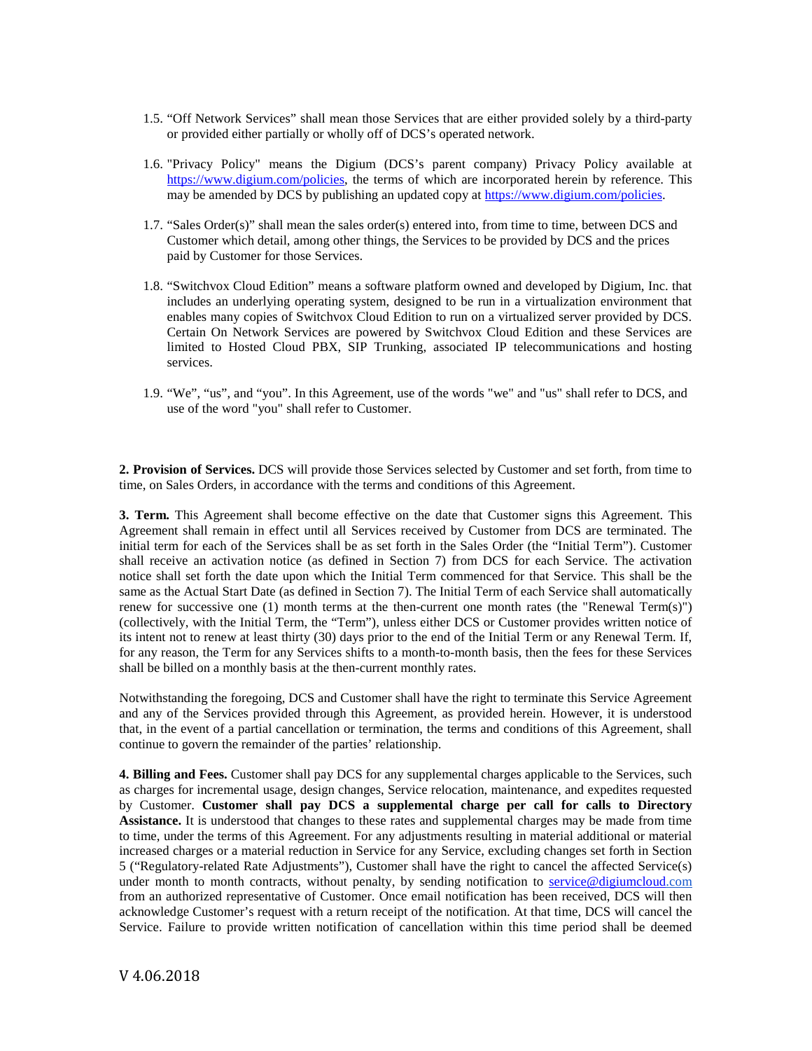1.5. "Off Network Services" shall mean those Services that are either provided solely by a third-party or provided either partially or wholly off of DCS's operated network.

1.6. "Privacy Policy" means the Digium (DCS's parent company) Privacy Policy available at https://www.digium.com/policies, the terms of which are incorporated herein by reference. This may be amended by DCS by publishing an updated copy at https://www.digium.com/policies.

1.7. "Sales Order(s)" shall mean the sales order(s) entered into, from time to time, between DCS and Customer which detail, among other things, the Services to be provided by DCS and the prices paid by Customer for those Services.

1.8. "Switchvox Cloud Edition" means a software platform owned and developed by Digium, Inc. that includes an underlying operating system, designed to be run in a virtualization environment that enables many copies of Switchvox Cloud Edition to run on a virtualized server provided by DCS. Certain On Network Services are powered by Switchvox Cloud Edition and these Services are limited to Hosted Cloud PBX, SIP Trunking, associated IP telecommunications and hosting services.

1.9. "We", "us", and "you". In this Agreement, use of the words "we" and "us" shall refer to DCS, and use of the word "you" shall refer to Customer.

**2. Provision of Services.** DCS will provide those Services selected by Customer and set forth, from time to time, on Sales Orders, in accordance with the terms and conditions of this Agreement.

**3. Term.** This Agreement shall become effective on the date that Customer signs this Agreement. This Agreement shall remain in effect until all Services received by Customer from DCS are terminated. The initial term for each of the Services shall be as set forth in the Sales Order (the "Initial Term"). Customer shall receive an activation notice (as defined in Section 7) from DCS for each Service. The activation notice shall set forth the date upon which the Initial Term commenced for that Service. This shall be the same as the Actual Start Date (as defined in Section 7). The Initial Term of each Service shall automatically renew for successive one (1) month terms at the then-current one month rates (the "Renewal Term(s)") (collectively, with the Initial Term, the "Term"), unless either DCS or Customer provides written notice of its intent not to renew at least thirty (30) days prior to the end of the Initial Term or any Renewal Term. If, for any reason, the Term for any Services shifts to a month-to-month basis, then the fees for these Services shall be billed on a monthly basis at the then-current monthly rates.

Notwithstanding the foregoing, DCS and Customer shall have the right to terminate this Service Agreement and any of the Services provided through this Agreement, as provided herein. However, it is understood that, in the event of a partial cancellation or termination, the terms and conditions of this Agreement, shall continue to govern the remainder of the parties' relationship.

**4. Billing and Fees.** Customer shall pay DCS for any supplemental charges applicable to the Services, such as charges for incremental usage, design changes, Service relocation, maintenance, and expedites requested by Customer. **Customer shall pay DCS a supplemental charge per call for calls to Directory Assistance.** It is understood that changes to these rates and supplemental charges may be made from time to time, under the terms of this Agreement. For any adjustments resulting in material additional or material increased charges or a material reduction in Service for any Service, excluding changes set forth in Section 5 ("Regulatory-related Rate Adjustments"), Customer shall have the right to cancel the affected Service(s) under month to month contracts, without penalty, by sending notification to service@digiumcloud.com from an authorized representative of Customer. Once email notification has been received, DCS will then acknowledge Customer's request with a return receipt of the notification. At that time, DCS will cancel the Service. Failure to provide written notification of cancellation within this time period shall be deemed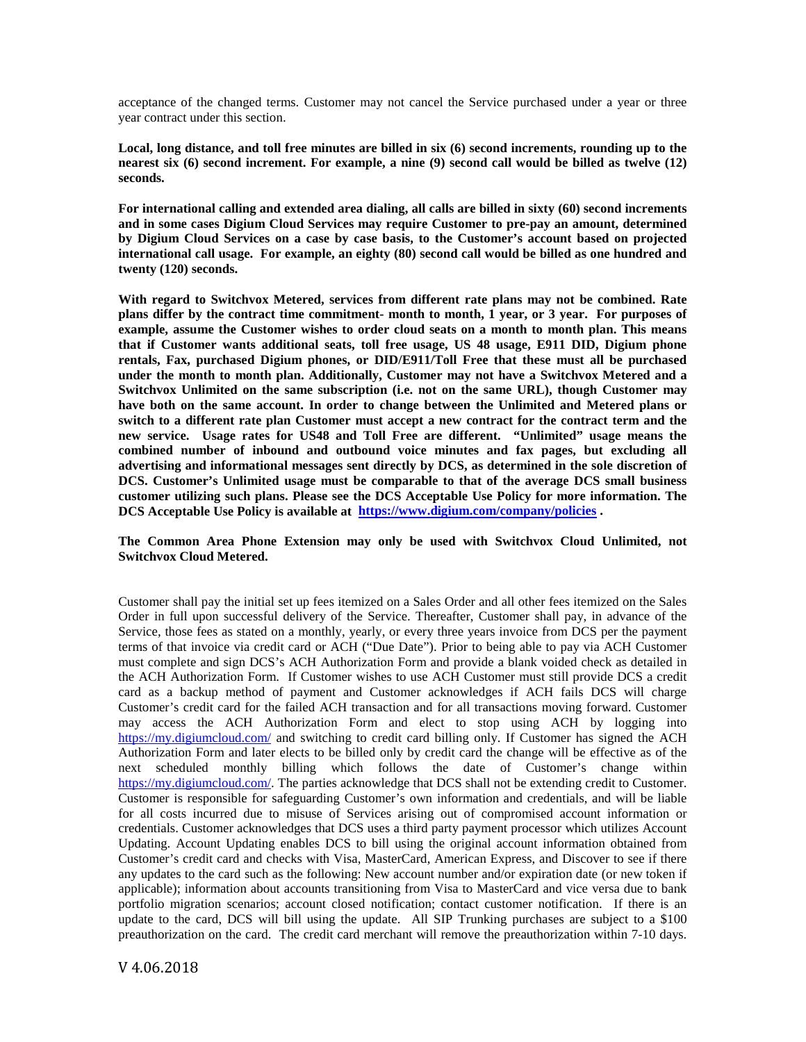acceptance of the changed terms. Customer may not cancel the Service purchased under a year or three year contract under this section.

**Local, long distance, and toll free minutes are billed in six (6) second increments, rounding up to the nearest six (6) second increment. For example, a nine (9) second call would be billed as twelve (12) seconds.**

**For international calling and extended area dialing, all calls are billed in sixty (60) second increments and in some cases Digium Cloud Services may require Customer to pre-pay an amount, determined by Digium Cloud Services on a case by case basis, to the Customer's account based on projected international call usage. For example, an eighty (80) second call would be billed as one hundred and twenty (120) seconds.**

**With regard to Switchvox Metered, services from different rate plans may not be combined. Rate plans differ by the contract time commitment- month to month, 1 year, or 3 year. For purposes of example, assume the Customer wishes to order cloud seats on a month to month plan. This means that if Customer wants additional seats, toll free usage, US 48 usage, E911 DID, Digium phone rentals, Fax, purchased Digium phones, or DID/E911/Toll Free that these must all be purchased under the month to month plan. Additionally, Customer may not have a Switchvox Metered and a Switchvox Unlimited on the same subscription (i.e. not on the same URL), though Customer may have both on the same account. In order to change between the Unlimited and Metered plans or switch to a different rate plan Customer must accept a new contract for the contract term and the new service. Usage rates for US48 and Toll Free are different. "Unlimited" usage means the combined number of inbound and outbound voice minutes and fax pages, but excluding all advertising and informational messages sent directly by DCS, as determined in the sole discretion of DCS. Customer's Unlimited usage must be comparable to that of the average DCS small business customer utilizing such plans. Please see the DCS Acceptable Use Policy for more information. The DCS Acceptable Use Policy is available at [https://www.digium.com/company/policies](https://www.digium.com/company/policies) .**

**The Common Area Phone Extension may only be used with Switchvox Cloud Unlimited, not Switchvox Cloud Metered.**

Customer shall pay the initial set up fees itemized on a Sales Order and all other fees itemized on the Sales Order in full upon successful delivery of the Service. Thereafter, Customer shall pay, in advance of the Service, those fees as stated on a monthly, yearly, or every three years invoice from DCS per the payment terms of that invoice via credit card or ACH ("Due Date"). Prior to being able to pay via ACH Customer must complete and sign DCS's ACH Authorization Form and provide a blank voided check as detailed in the ACH Authorization Form. If Customer wishes to use ACH Customer must still provide DCS a credit card as a backup method of payment and Customer acknowledges if ACH fails DCS will charge Customer's credit card for the failed ACH transaction and for all transactions moving forward. Customer may access the ACH Authorization Form and elect to stop using ACH by logging into [https://my.digiumcloud.com/](https://my.digiumcloud.com/) and switching to credit card billing only. If Customer has signed the ACH Authorization Form and later elects to be billed only by credit card the change will be effective as of the next scheduled monthly billing which follows the date of Customer's change within [https://my.digiumcloud.com/](https://my.digiumcloud.com/). The parties acknowledge that DCS shall not be extending credit to Customer. Customer is responsible for safeguarding Customer's own information and credentials, and will be liable for all costs incurred due to misuse of Services arising out of compromised account information or credentials. Customer acknowledges that DCS uses a third party payment processor which utilizes Account Updating. Account Updating enables DCS to bill using the original account information obtained from Customer's credit card and checks with Visa, MasterCard, American Express, and Discover to see if there any updates to the card such as the following: New account number and/or expiration date (or new token if applicable); information about accounts transitioning from Visa to MasterCard and vice versa due to bank portfolio migration scenarios; account closed notification; contact customer notification. If there is an update to the card, DCS will bill using the update. All SIP Trunking purchases are subject to a $100 preauthorization on the card. The credit card merchant will remove the preauthorization within 7-10 days.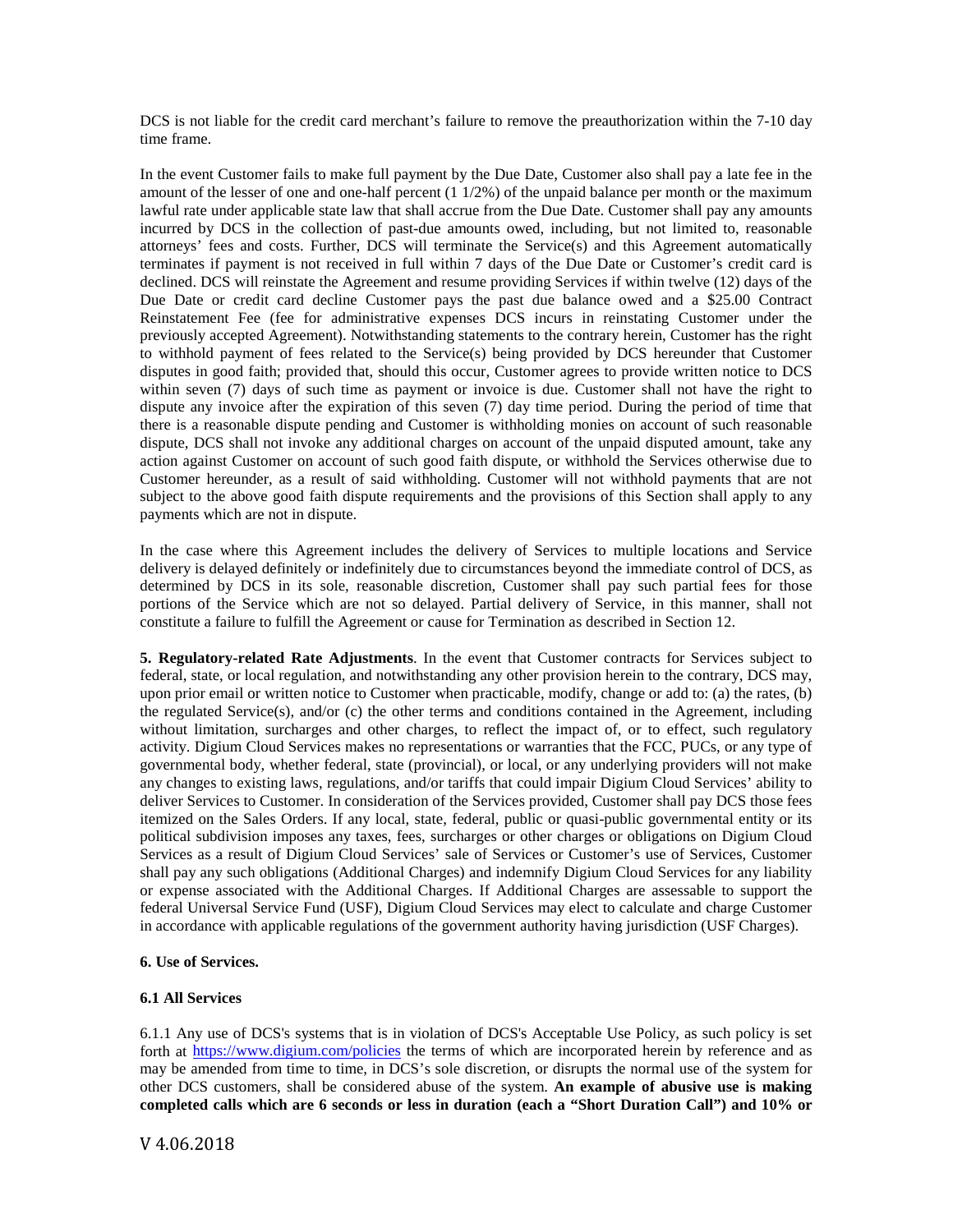DCS is not liable for the credit card merchant's failure to remove the preauthorization within the 7-10 day time frame.

In the event Customer fails to make full payment by the Due Date, Customer also shall pay a late fee in the amount of the lesser of one and one-half percent (1 1/2%) of the unpaid balance per month or the maximum lawful rate under applicable state law that shall accrue from the Due Date. Customer shall pay any amounts incurred by DCS in the collection of past-due amounts owed, including, but not limited to, reasonable attorneys' fees and costs. Further, DCS will terminate the Service(s) and this Agreement automatically terminates if payment is not received in full within 7 days of the Due Date or Customer's credit card is declined. DCS will reinstate the Agreement and resume providing Services if within twelve (12) days of the Due Date or credit card decline Customer pays the past due balance owed and a $25.00 Contract Reinstatement Fee (fee for administrative expenses DCS incurs in reinstating Customer under the previously accepted Agreement). Notwithstanding statements to the contrary herein, Customer has the right to withhold payment of fees related to the Service(s) being provided by DCS hereunder that Customer disputes in good faith; provided that, should this occur, Customer agrees to provide written notice to DCS within seven (7) days of such time as payment or invoice is due. Customer shall not have the right to dispute any invoice after the expiration of this seven (7) day time period. During the period of time that there is a reasonable dispute pending and Customer is withholding monies on account of such reasonable dispute, DCS shall not invoke any additional charges on account of the unpaid disputed amount, take any action against Customer on account of such good faith dispute, or withhold the Services otherwise due to Customer hereunder, as a result of said withholding. Customer will not withhold payments that are not subject to the above good faith dispute requirements and the provisions of this Section shall apply to any payments which are not in dispute.

In the case where this Agreement includes the delivery of Services to multiple locations and Service delivery is delayed definitely or indefinitely due to circumstances beyond the immediate control of DCS, as determined by DCS in its sole, reasonable discretion, Customer shall pay such partial fees for those portions of the Service which are not so delayed. Partial delivery of Service, in this manner, shall not constitute a failure to fulfill the Agreement or cause for Termination as described in Section 12.

**5. Regulatory-related Rate Adjustments**. In the event that Customer contracts for Services subject to federal, state, or local regulation, and notwithstanding any other provision herein to the contrary, DCS may, upon prior email or written notice to Customer when practicable, modify, change or add to: (a) the rates, (b) the regulated Service(s), and/or (c) the other terms and conditions contained in the Agreement, including without limitation, surcharges and other charges, to reflect the impact of, or to effect, such regulatory activity. Digium Cloud Services makes no representations or warranties that the FCC, PUCs, or any type of governmental body, whether federal, state (provincial), or local, or any underlying providers will not make any changes to existing laws, regulations, and/or tariffs that could impair Digium Cloud Services' ability to deliver Services to Customer. In consideration of the Services provided, Customer shall pay DCS those fees itemized on the Sales Orders. If any local, state, federal, public or quasi-public governmental entity or its political subdivision imposes any taxes, fees, surcharges or other charges or obligations on Digium Cloud Services as a result of Digium Cloud Services' sale of Services or Customer's use of Services, Customer shall pay any such obligations (Additional Charges) and indemnify Digium Cloud Services for any liability or expense associated with the Additional Charges. If Additional Charges are assessable to support the federal Universal Service Fund (USF), Digium Cloud Services may elect to calculate and charge Customer in accordance with applicable regulations of the government authority having jurisdiction (USF Charges).

**6. Use of Services.**

**6.1 All Services**

6.1.1 Any use of DCS's systems that is in violation of DCS's Acceptable Use Policy, as such policy is set forth at [https://www.digium.com/policies](https://www.digium.com/policies) the terms of which are incorporated herein by reference and as may be amended from time to time, in DCS's sole discretion, or disrupts the normal use of the system for other DCS customers, shall be considered abuse of the system. **An example of abusive use is making completed calls which are 6 seconds or less in duration (each a "Short Duration Call") and 10% or**

V 4.06.2018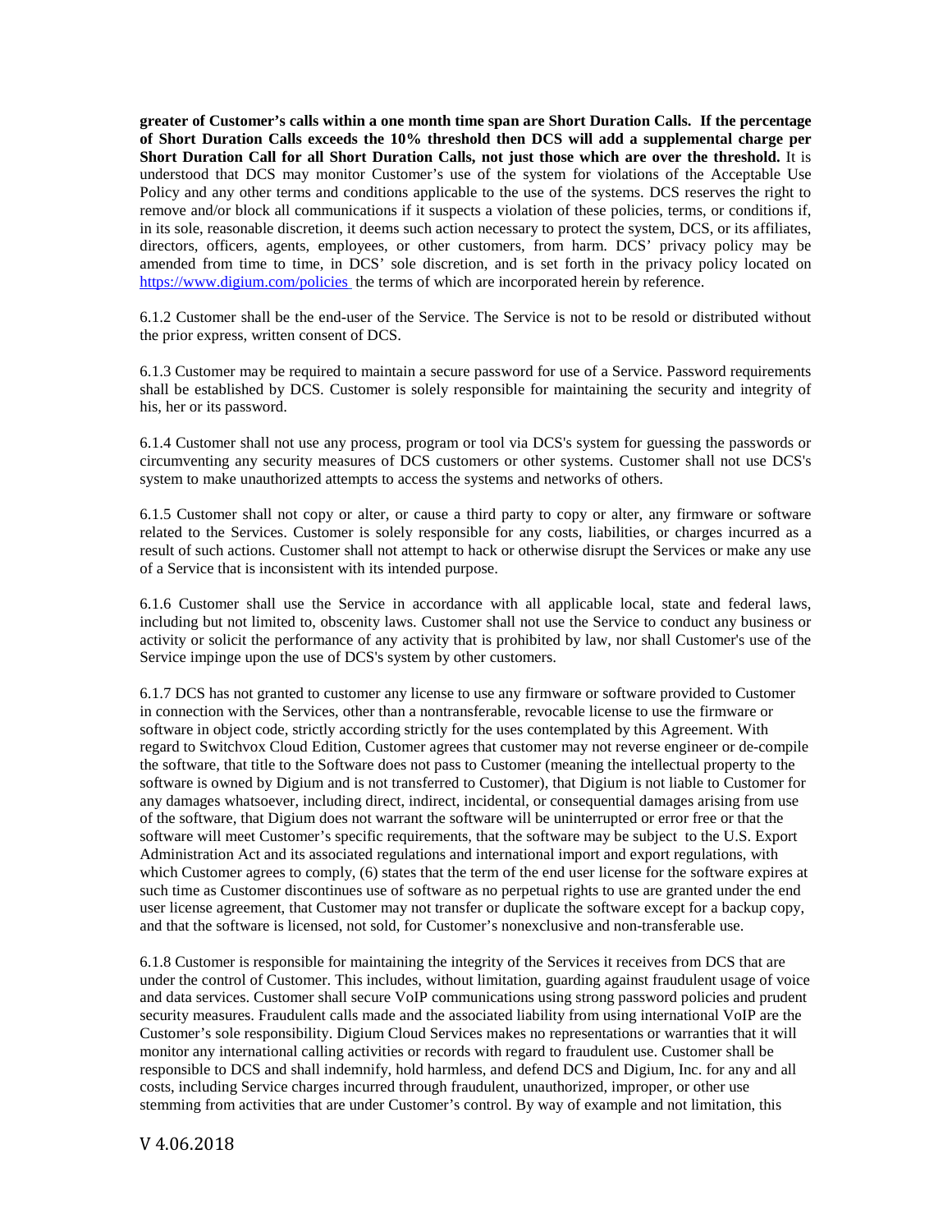**greater of Customer's calls within a one month time span are Short Duration Calls. If the percentage of Short Duration Calls exceeds the 10% threshold then DCS will add a supplemental charge per Short Duration Call for all Short Duration Calls, not just those which are over the threshold.** It is understood that DCS may monitor Customer's use of the system for violations of the Acceptable Use Policy and any other terms and conditions applicable to the use of the systems. DCS reserves the right to remove and/or block all communications if it suspects a violation of these policies, terms, or conditions if, in its sole, reasonable discretion, it deems such action necessary to protect the system, DCS, or its affiliates, directors, officers, agents, employees, or other customers, from harm. DCS' privacy policy may be amended from time to time, in DCS' sole discretion, and is set forth in the privacy policy located on [https://www.digium.com/policies](https://www.digium.com/policies) the terms of which are incorporated herein by reference.

6.1.2 Customer shall be the end-user of the Service. The Service is not to be resold or distributed without the prior express, written consent of DCS.

6.1.3 Customer may be required to maintain a secure password for use of a Service. Password requirements shall be established by DCS. Customer is solely responsible for maintaining the security and integrity of his, her or its password.

6.1.4 Customer shall not use any process, program or tool via DCS's system for guessing the passwords or circumventing any security measures of DCS customers or other systems. Customer shall not use DCS's system to make unauthorized attempts to access the systems and networks of others.

6.1.5 Customer shall not copy or alter, or cause a third party to copy or alter, any firmware or software related to the Services. Customer is solely responsible for any costs, liabilities, or charges incurred as a result of such actions. Customer shall not attempt to hack or otherwise disrupt the Services or make any use of a Service that is inconsistent with its intended purpose.

6.1.6 Customer shall use the Service in accordance with all applicable local, state and federal laws, including but not limited to, obscenity laws. Customer shall not use the Service to conduct any business or activity or solicit the performance of any activity that is prohibited by law, nor shall Customer's use of the Service impinge upon the use of DCS's system by other customers.

6.1.7 DCS has not granted to customer any license to use any firmware or software provided to Customer in connection with the Services, other than a nontransferable, revocable license to use the firmware or software in object code, strictly according strictly for the uses contemplated by this Agreement. With regard to Switchvox Cloud Edition, Customer agrees that customer may not reverse engineer or de-compile the software, that title to the Software does not pass to Customer (meaning the intellectual property to the software is owned by Digium and is not transferred to Customer), that Digium is not liable to Customer for any damages whatsoever, including direct, indirect, incidental, or consequential damages arising from use of the software, that Digium does not warrant the software will be uninterrupted or error free or that the software will meet Customer's specific requirements, that the software may be subject to the U.S. Export Administration Act and its associated regulations and international import and export regulations, with which Customer agrees to comply, (6) states that the term of the end user license for the software expires at such time as Customer discontinues use of software as no perpetual rights to use are granted under the end user license agreement, that Customer may not transfer or duplicate the software except for a backup copy, and that the software is licensed, not sold, for Customer's nonexclusive and non-transferable use.

6.1.8 Customer is responsible for maintaining the integrity of the Services it receives from DCS that are under the control of Customer. This includes, without limitation, guarding against fraudulent usage of voice and data services. Customer shall secure VoIP communications using strong password policies and prudent security measures. Fraudulent calls made and the associated liability from using international VoIP are the Customer's sole responsibility. Digium Cloud Services makes no representations or warranties that it will monitor any international calling activities or records with regard to fraudulent use. Customer shall be responsible to DCS and shall indemnify, hold harmless, and defend DCS and Digium, Inc. for any and all costs, including Service charges incurred through fraudulent, unauthorized, improper, or other use stemming from activities that are under Customer's control. By way of example and not limitation, this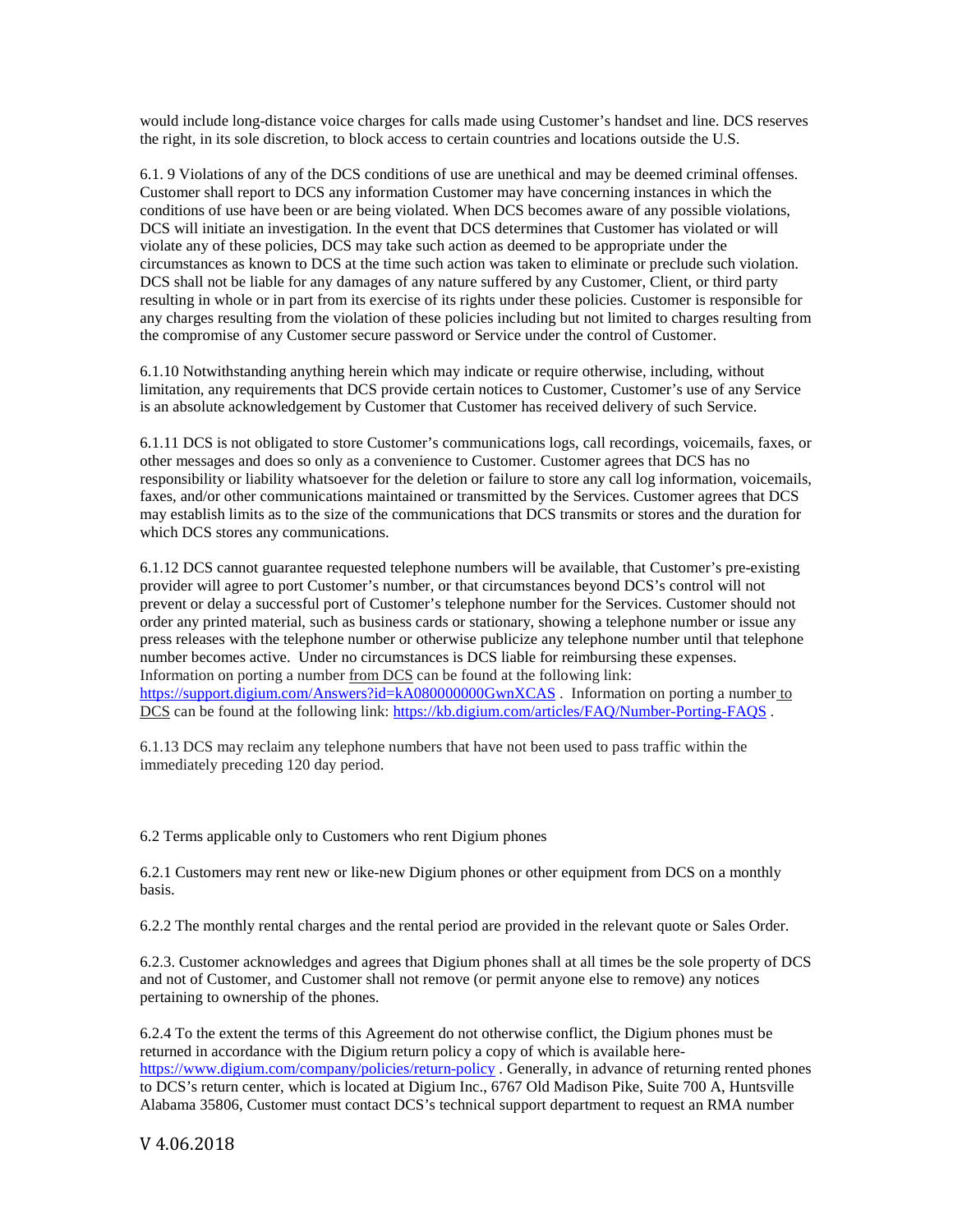would include long-distance voice charges for calls made using Customer's handset and line. DCS reserves the right, in its sole discretion, to block access to certain countries and locations outside the U.S.

6.1. 9 Violations of any of the DCS conditions of use are unethical and may be deemed criminal offenses. Customer shall report to DCS any information Customer may have concerning instances in which the conditions of use have been or are being violated. When DCS becomes aware of any possible violations, DCS will initiate an investigation. In the event that DCS determines that Customer has violated or will violate any of these policies, DCS may take such action as deemed to be appropriate under the circumstances as known to DCS at the time such action was taken to eliminate or preclude such violation. DCS shall not be liable for any damages of any nature suffered by any Customer, Client, or third party resulting in whole or in part from its exercise of its rights under these policies. Customer is responsible for any charges resulting from the violation of these policies including but not limited to charges resulting from the compromise of any Customer secure password or Service under the control of Customer.

6.1.10 Notwithstanding anything herein which may indicate or require otherwise, including, without limitation, any requirements that DCS provide certain notices to Customer, Customer's use of any Service is an absolute acknowledgement by Customer that Customer has received delivery of such Service.

6.1.11 DCS is not obligated to store Customer's communications logs, call recordings, voicemails, faxes, or other messages and does so only as a convenience to Customer. Customer agrees that DCS has no responsibility or liability whatsoever for the deletion or failure to store any call log information, voicemails, faxes, and/or other communications maintained or transmitted by the Services. Customer agrees that DCS may establish limits as to the size of the communications that DCS transmits or stores and the duration for which DCS stores any communications.

6.1.12 DCS cannot guarantee requested telephone numbers will be available, that Customer's pre-existing provider will agree to port Customer's number, or that circumstances beyond DCS's control will not prevent or delay a successful port of Customer's telephone number for the Services. Customer should not order any printed material, such as business cards or stationary, showing a telephone number or issue any press releases with the telephone number or otherwise publicize any telephone number until that telephone number becomes active. Under no circumstances is DCS liable for reimbursing these expenses. Information on porting a number from DCS can be found at the following link: https://support.digium.com/Answers?id=kA080000000GwnXCAS . Information on porting a number to DCS can be found at the following link: https://kb.digium.com/articles/FAQ/Number-Porting-FAQS .

6.1.13 DCS may reclaim any telephone numbers that have not been used to pass traffic within the immediately preceding 120 day period.

6.2 Terms applicable only to Customers who rent Digium phones

6.2.1 Customers may rent new or like-new Digium phones or other equipment from DCS on a monthly basis.

6.2.2 The monthly rental charges and the rental period are provided in the relevant quote or Sales Order.

6.2.3. Customer acknowledges and agrees that Digium phones shall at all times be the sole property of DCS and not of Customer, and Customer shall not remove (or permit anyone else to remove) any notices pertaining to ownership of the phones.

6.2.4 To the extent the terms of this Agreement do not otherwise conflict, the Digium phones must be returned in accordance with the Digium return policy a copy of which is available here- https://www.digium.com/company/policies/return-policy . Generally, in advance of returning rented phones to DCS's return center, which is located at Digium Inc., 6767 Old Madison Pike, Suite 700 A, Huntsville Alabama 35806, Customer must contact DCS's technical support department to request an RMA number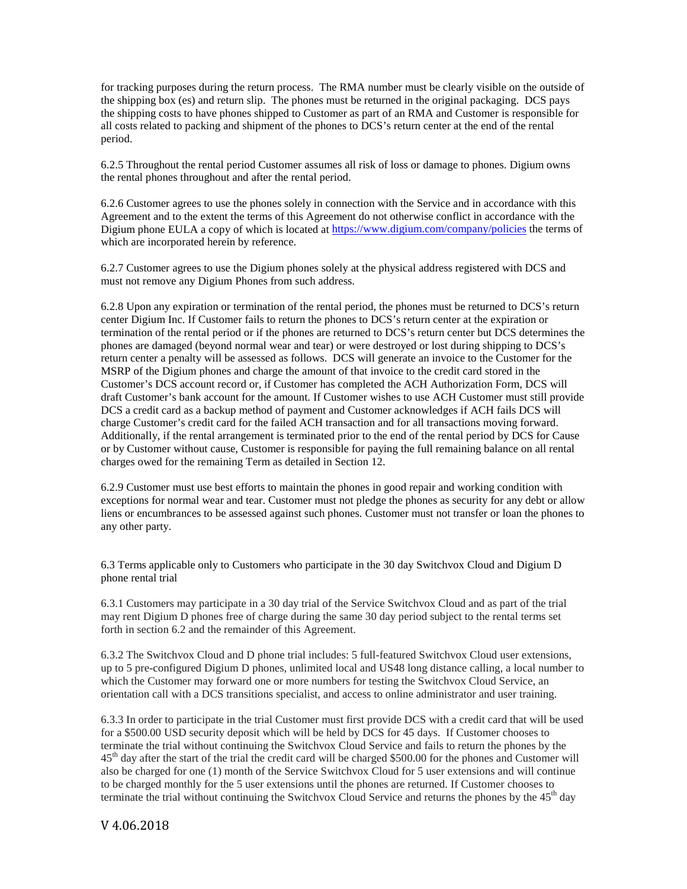for tracking purposes during the return process. The RMA number must be clearly visible on the outside of the shipping box (es) and return slip. The phones must be returned in the original packaging. DCS pays the shipping costs to have phones shipped to Customer as part of an RMA and Customer is responsible for all costs related to packing and shipment of the phones to DCS's return center at the end of the rental period.

6.2.5 Throughout the rental period Customer assumes all risk of loss or damage to phones. Digium owns the rental phones throughout and after the rental period.

6.2.6 Customer agrees to use the phones solely in connection with the Service and in accordance with this Agreement and to the extent the terms of this Agreement do not otherwise conflict in accordance with the Digium phone EULA a copy of which is located at [https://www.digium.com/company/policies](https://www.digium.com/company/policies) the terms of which are incorporated herein by reference.

6.2.7 Customer agrees to use the Digium phones solely at the physical address registered with DCS and must not remove any Digium Phones from such address.

6.2.8 Upon any expiration or termination of the rental period, the phones must be returned to DCS's return center Digium Inc. If Customer fails to return the phones to DCS's return center at the expiration or termination of the rental period or if the phones are returned to DCS's return center but DCS determines the phones are damaged (beyond normal wear and tear) or were destroyed or lost during shipping to DCS's return center a penalty will be assessed as follows. DCS will generate an invoice to the Customer for the MSRP of the Digium phones and charge the amount of that invoice to the credit card stored in the Customer's DCS account record or, if Customer has completed the ACH Authorization Form, DCS will draft Customer's bank account for the amount. If Customer wishes to use ACH Customer must still provide DCS a credit card as a backup method of payment and Customer acknowledges if ACH fails DCS will charge Customer's credit card for the failed ACH transaction and for all transactions moving forward. Additionally, if the rental arrangement is terminated prior to the end of the rental period by DCS for Cause or by Customer without cause, Customer is responsible for paying the full remaining balance on all rental charges owed for the remaining Term as detailed in Section 12.

6.2.9 Customer must use best efforts to maintain the phones in good repair and working condition with exceptions for normal wear and tear. Customer must not pledge the phones as security for any debt or allow liens or encumbrances to be assessed against such phones. Customer must not transfer or loan the phones to any other party.

6.3 Terms applicable only to Customers who participate in the 30 day Switchvox Cloud and Digium D phone rental trial

6.3.1 Customers may participate in a 30 day trial of the Service Switchvox Cloud and as part of the trial may rent Digium D phones free of charge during the same 30 day period subject to the rental terms set forth in section 6.2 and the remainder of this Agreement.

6.3.2 The Switchvox Cloud and D phone trial includes: 5 full-featured Switchvox Cloud user extensions, up to 5 pre-configured Digium D phones, unlimited local and US48 long distance calling, a local number to which the Customer may forward one or more numbers for testing the Switchvox Cloud Service, an orientation call with a DCS transitions specialist, and access to online administrator and user training.

6.3.3 In order to participate in the trial Customer must first provide DCS with a credit card that will be used for a \$500.00 USD security deposit which will be held by DCS for 45 days. If Customer chooses to terminate the trial without continuing the Switchvox Cloud Service and fails to return the phones by the 45th day after the start of the trial the credit card will be charged \$500.00 for the phones and Customer will also be charged for one (1) month of the Service Switchvox Cloud for 5 user extensions and will continue to be charged monthly for the 5 user extensions until the phones are returned. If Customer chooses to terminate the trial without continuing the Switchvox Cloud Service and returns the phones by the 45th day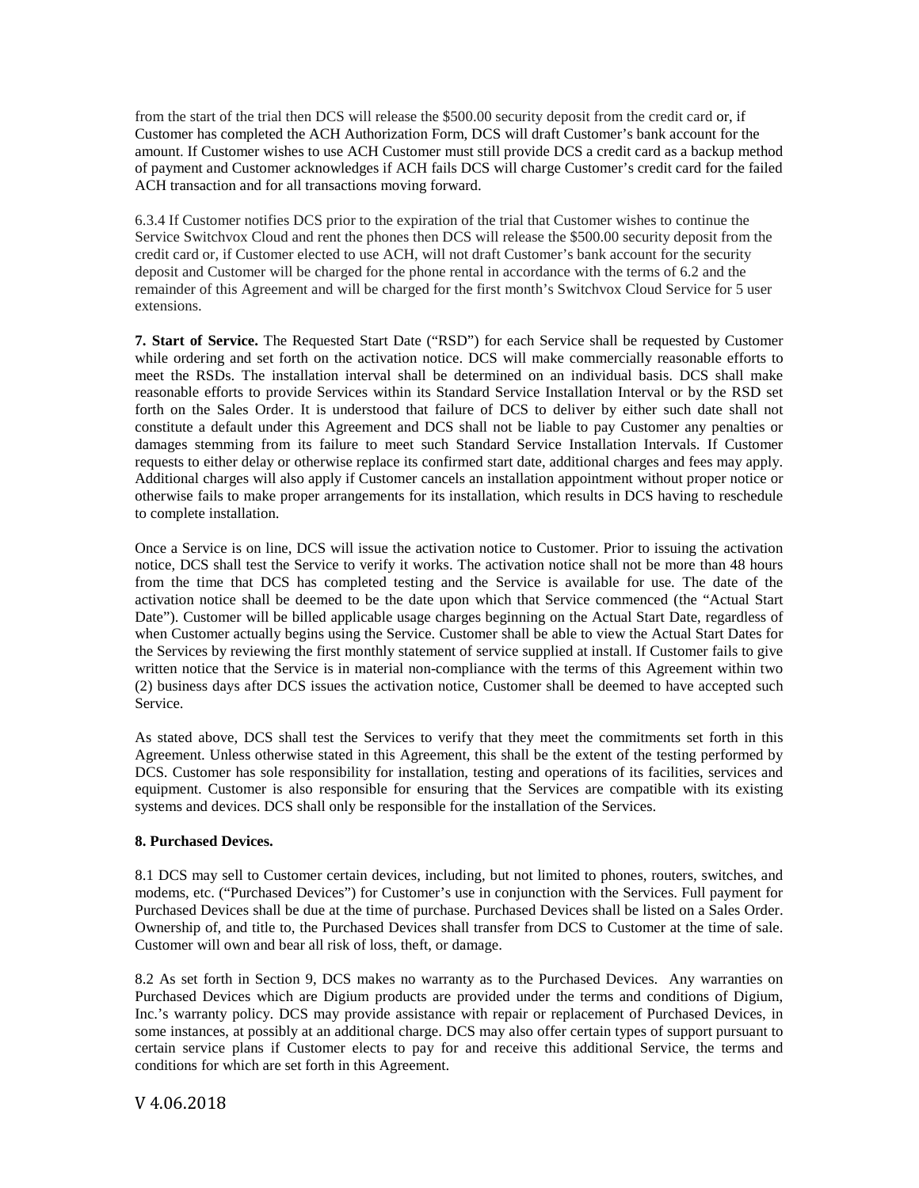from the start of the trial then DCS will release the $500.00 security deposit from the credit card or, if Customer has completed the ACH Authorization Form, DCS will draft Customer's bank account for the amount. If Customer wishes to use ACH Customer must still provide DCS a credit card as a backup method of payment and Customer acknowledges if ACH fails DCS will charge Customer's credit card for the failed ACH transaction and for all transactions moving forward.

6.3.4 If Customer notifies DCS prior to the expiration of the trial that Customer wishes to continue the Service Switchvox Cloud and rent the phones then DCS will release the $500.00 security deposit from the credit card or, if Customer elected to use ACH, will not draft Customer's bank account for the security deposit and Customer will be charged for the phone rental in accordance with the terms of 6.2 and the remainder of this Agreement and will be charged for the first month's Switchvox Cloud Service for 5 user extensions.

**7. Start of Service.** The Requested Start Date ("RSD") for each Service shall be requested by Customer while ordering and set forth on the activation notice. DCS will make commercially reasonable efforts to meet the RSDs. The installation interval shall be determined on an individual basis. DCS shall make reasonable efforts to provide Services within its Standard Service Installation Interval or by the RSD set forth on the Sales Order. It is understood that failure of DCS to deliver by either such date shall not constitute a default under this Agreement and DCS shall not be liable to pay Customer any penalties or damages stemming from its failure to meet such Standard Service Installation Intervals. If Customer requests to either delay or otherwise replace its confirmed start date, additional charges and fees may apply. Additional charges will also apply if Customer cancels an installation appointment without proper notice or otherwise fails to make proper arrangements for its installation, which results in DCS having to reschedule to complete installation.

Once a Service is on line, DCS will issue the activation notice to Customer. Prior to issuing the activation notice, DCS shall test the Service to verify it works. The activation notice shall not be more than 48 hours from the time that DCS has completed testing and the Service is available for use. The date of the activation notice shall be deemed to be the date upon which that Service commenced (the "Actual Start Date"). Customer will be billed applicable usage charges beginning on the Actual Start Date, regardless of when Customer actually begins using the Service. Customer shall be able to view the Actual Start Dates for the Services by reviewing the first monthly statement of service supplied at install. If Customer fails to give written notice that the Service is in material non-compliance with the terms of this Agreement within two (2) business days after DCS issues the activation notice, Customer shall be deemed to have accepted such Service.

As stated above, DCS shall test the Services to verify that they meet the commitments set forth in this Agreement. Unless otherwise stated in this Agreement, this shall be the extent of the testing performed by DCS. Customer has sole responsibility for installation, testing and operations of its facilities, services and equipment. Customer is also responsible for ensuring that the Services are compatible with its existing systems and devices. DCS shall only be responsible for the installation of the Services.

**8. Purchased Devices.**

8.1 DCS may sell to Customer certain devices, including, but not limited to phones, routers, switches, and modems, etc. ("Purchased Devices") for Customer's use in conjunction with the Services. Full payment for Purchased Devices shall be due at the time of purchase. Purchased Devices shall be listed on a Sales Order. Ownership of, and title to, the Purchased Devices shall transfer from DCS to Customer at the time of sale. Customer will own and bear all risk of loss, theft, or damage.

8.2 As set forth in Section 9, DCS makes no warranty as to the Purchased Devices. Any warranties on Purchased Devices which are Digium products are provided under the terms and conditions of Digium, Inc.'s warranty policy. DCS may provide assistance with repair or replacement of Purchased Devices, in some instances, at possibly at an additional charge. DCS may also offer certain types of support pursuant to certain service plans if Customer elects to pay for and receive this additional Service, the terms and conditions for which are set forth in this Agreement.

V 4.06.2018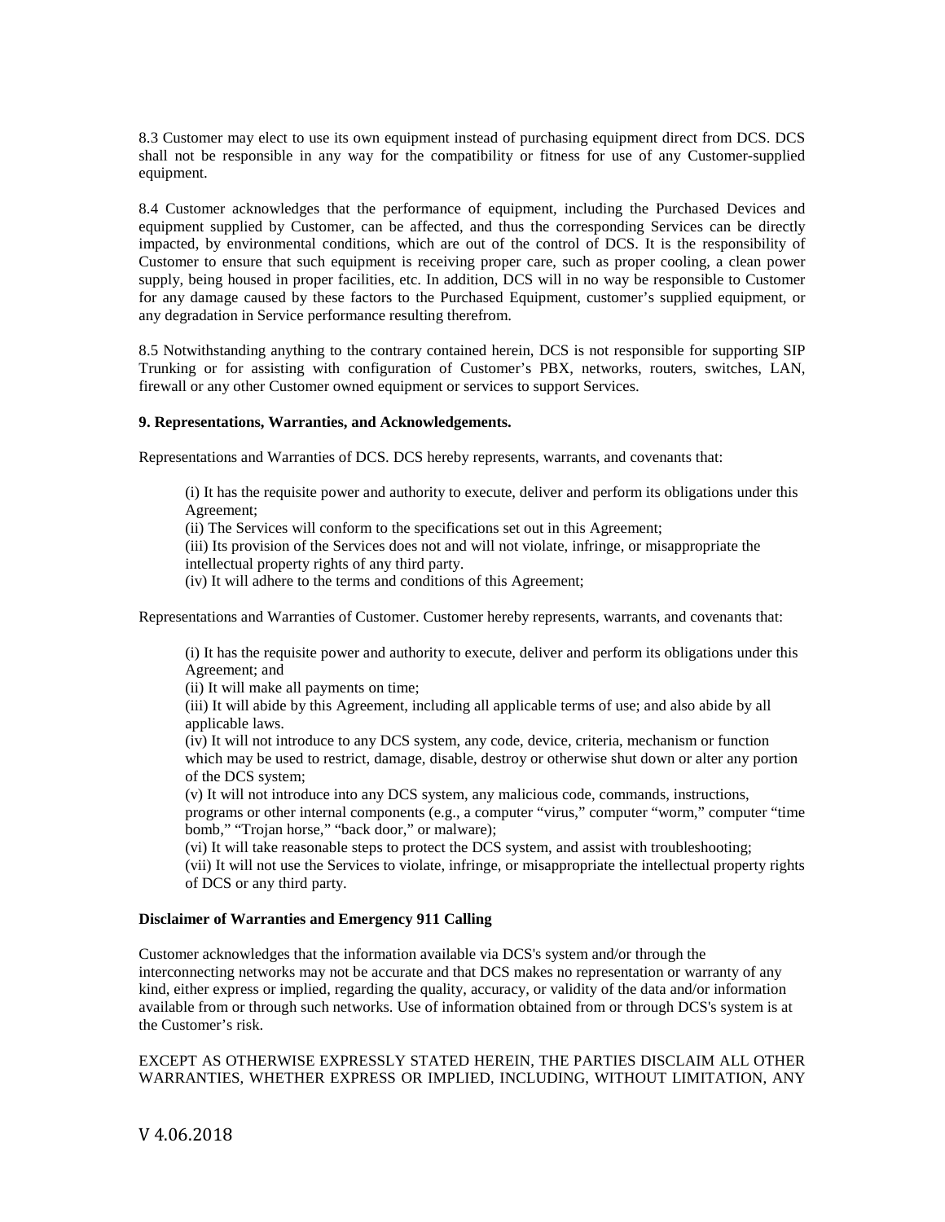8.3 Customer may elect to use its own equipment instead of purchasing equipment direct from DCS. DCS shall not be responsible in any way for the compatibility or fitness for use of any Customer-supplied equipment.

8.4 Customer acknowledges that the performance of equipment, including the Purchased Devices and equipment supplied by Customer, can be affected, and thus the corresponding Services can be directly impacted, by environmental conditions, which are out of the control of DCS. It is the responsibility of Customer to ensure that such equipment is receiving proper care, such as proper cooling, a clean power supply, being housed in proper facilities, etc. In addition, DCS will in no way be responsible to Customer for any damage caused by these factors to the Purchased Equipment, customer's supplied equipment, or any degradation in Service performance resulting therefrom.

8.5 Notwithstanding anything to the contrary contained herein, DCS is not responsible for supporting SIP Trunking or for assisting with configuration of Customer's PBX, networks, routers, switches, LAN, firewall or any other Customer owned equipment or services to support Services.

**9. Representations, Warranties, and Acknowledgements.**

Representations and Warranties of DCS. DCS hereby represents, warrants, and covenants that:

(i) It has the requisite power and authority to execute, deliver and perform its obligations under this Agreement;
(ii) The Services will conform to the specifications set out in this Agreement;
(iii) Its provision of the Services does not and will not violate, infringe, or misappropriate the intellectual property rights of any third party.
(iv) It will adhere to the terms and conditions of this Agreement;

Representations and Warranties of Customer. Customer hereby represents, warrants, and covenants that:

(i) It has the requisite power and authority to execute, deliver and perform its obligations under this Agreement; and
(ii) It will make all payments on time;
(iii) It will abide by this Agreement, including all applicable terms of use; and also abide by all applicable laws.
(iv) It will not introduce to any DCS system, any code, device, criteria, mechanism or function which may be used to restrict, damage, disable, destroy or otherwise shut down or alter any portion of the DCS system;
(v) It will not introduce into any DCS system, any malicious code, commands, instructions, programs or other internal components (e.g., a computer "virus," computer "worm," computer "time bomb," "Trojan horse," "back door," or malware);
(vi) It will take reasonable steps to protect the DCS system, and assist with troubleshooting;
(vii) It will not use the Services to violate, infringe, or misappropriate the intellectual property rights of DCS or any third party.

**Disclaimer of Warranties and Emergency 911 Calling**

Customer acknowledges that the information available via DCS's system and/or through the interconnecting networks may not be accurate and that DCS makes no representation or warranty of any kind, either express or implied, regarding the quality, accuracy, or validity of the data and/or information available from or through such networks. Use of information obtained from or through DCS's system is at the Customer's risk.

EXCEPT AS OTHERWISE EXPRESSLY STATED HEREIN, THE PARTIES DISCLAIM ALL OTHER WARRANTIES, WHETHER EXPRESS OR IMPLIED, INCLUDING, WITHOUT LIMITATION, ANY

V 4.06.2018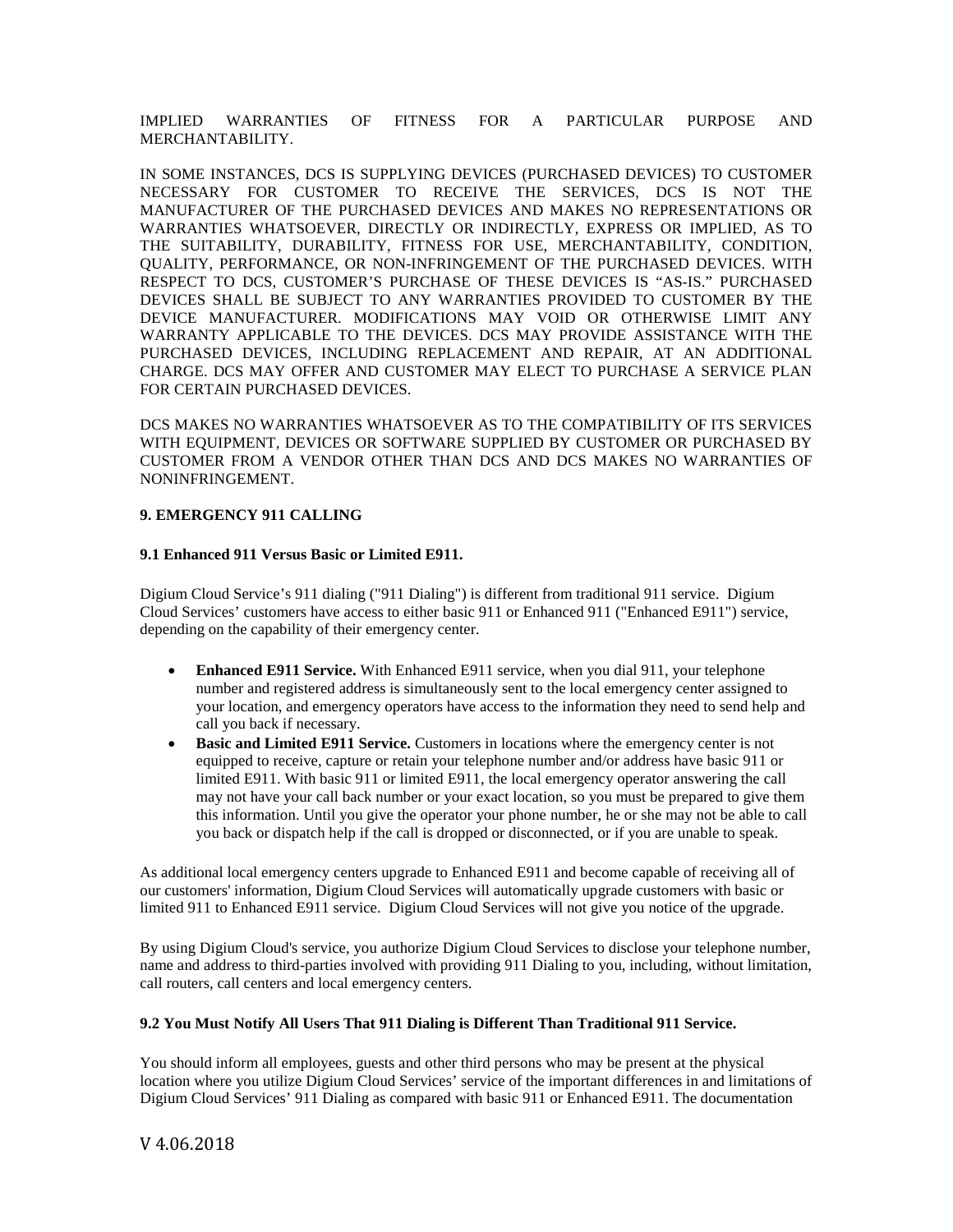IMPLIED WARRANTIES OF FITNESS FOR A PARTICULAR PURPOSE AND MERCHANTABILITY.

IN SOME INSTANCES, DCS IS SUPPLYING DEVICES (PURCHASED DEVICES) TO CUSTOMER NECESSARY FOR CUSTOMER TO RECEIVE THE SERVICES, DCS IS NOT THE MANUFACTURER OF THE PURCHASED DEVICES AND MAKES NO REPRESENTATIONS OR WARRANTIES WHATSOEVER, DIRECTLY OR INDIRECTLY, EXPRESS OR IMPLIED, AS TO THE SUITABILITY, DURABILITY, FITNESS FOR USE, MERCHANTABILITY, CONDITION, QUALITY, PERFORMANCE, OR NON-INFRINGEMENT OF THE PURCHASED DEVICES. WITH RESPECT TO DCS, CUSTOMER'S PURCHASE OF THESE DEVICES IS "AS-IS." PURCHASED DEVICES SHALL BE SUBJECT TO ANY WARRANTIES PROVIDED TO CUSTOMER BY THE DEVICE MANUFACTURER. MODIFICATIONS MAY VOID OR OTHERWISE LIMIT ANY WARRANTY APPLICABLE TO THE DEVICES. DCS MAY PROVIDE ASSISTANCE WITH THE PURCHASED DEVICES, INCLUDING REPLACEMENT AND REPAIR, AT AN ADDITIONAL CHARGE. DCS MAY OFFER AND CUSTOMER MAY ELECT TO PURCHASE A SERVICE PLAN FOR CERTAIN PURCHASED DEVICES.

DCS MAKES NO WARRANTIES WHATSOEVER AS TO THE COMPATIBILITY OF ITS SERVICES WITH EQUIPMENT, DEVICES OR SOFTWARE SUPPLIED BY CUSTOMER OR PURCHASED BY CUSTOMER FROM A VENDOR OTHER THAN DCS AND DCS MAKES NO WARRANTIES OF NONINFRINGEMENT.

**9. EMERGENCY 911 CALLING**

**9.1 Enhanced 911 Versus Basic or Limited E911.**

Digium Cloud Service's 911 dialing ("911 Dialing") is different from traditional 911 service. Digium Cloud Services' customers have access to either basic 911 or Enhanced 911 ("Enhanced E911") service, depending on the capability of their emergency center.

- **Enhanced E911 Service.** With Enhanced E911 service, when you dial 911, your telephone number and registered address is simultaneously sent to the local emergency center assigned to your location, and emergency operators have access to the information they need to send help and call you back if necessary.
- **Basic and Limited E911 Service.** Customers in locations where the emergency center is not equipped to receive, capture or retain your telephone number and/or address have basic 911 or limited E911. With basic 911 or limited E911, the local emergency operator answering the call may not have your call back number or your exact location, so you must be prepared to give them this information. Until you give the operator your phone number, he or she may not be able to call you back or dispatch help if the call is dropped or disconnected, or if you are unable to speak.

As additional local emergency centers upgrade to Enhanced E911 and become capable of receiving all of our customers' information, Digium Cloud Services will automatically upgrade customers with basic or limited 911 to Enhanced E911 service. Digium Cloud Services will not give you notice of the upgrade.

By using Digium Cloud's service, you authorize Digium Cloud Services to disclose your telephone number, name and address to third-parties involved with providing 911 Dialing to you, including, without limitation, call routers, call centers and local emergency centers.

**9.2 You Must Notify All Users That 911 Dialing is Different Than Traditional 911 Service.**

You should inform all employees, guests and other third persons who may be present at the physical location where you utilize Digium Cloud Services' service of the important differences in and limitations of Digium Cloud Services' 911 Dialing as compared with basic 911 or Enhanced E911. The documentation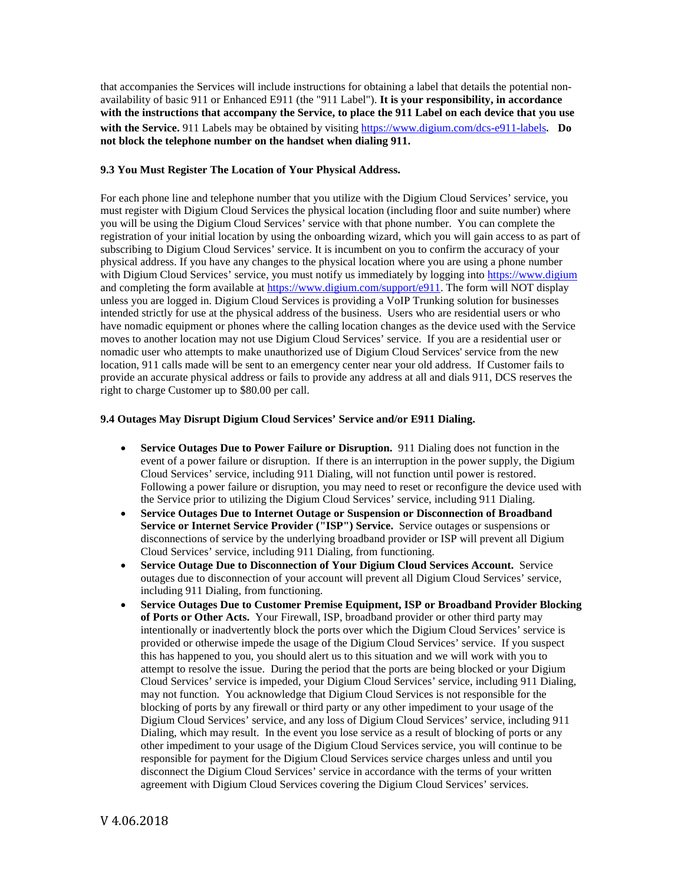that accompanies the Services will include instructions for obtaining a label that details the potential non-availability of basic 911 or Enhanced E911 (the "911 Label"). **It is your responsibility, in accordance with the instructions that accompany the Service, to place the 911 Label on each device that you use with the Service.** 911 Labels may be obtained by visiting https://www.digium.com/dcs-e911-labels**. Do not block the telephone number on the handset when dialing 911.**

**9.3 You Must Register The Location of Your Physical Address.**

For each phone line and telephone number that you utilize with the Digium Cloud Services' service, you must register with Digium Cloud Services the physical location (including floor and suite number) where you will be using the Digium Cloud Services' service with that phone number. You can complete the registration of your initial location by using the onboarding wizard, which you will gain access to as part of subscribing to Digium Cloud Services' service. It is incumbent on you to confirm the accuracy of your physical address. If you have any changes to the physical location where you are using a phone number with Digium Cloud Services' service, you must notify us immediately by logging into https://www.digium and completing the form available at https://www.digium.com/support/e911. The form will NOT display unless you are logged in. Digium Cloud Services is providing a VoIP Trunking solution for businesses intended strictly for use at the physical address of the business. Users who are residential users or who have nomadic equipment or phones where the calling location changes as the device used with the Service moves to another location may not use Digium Cloud Services' service. If you are a residential user or nomadic user who attempts to make unauthorized use of Digium Cloud Services' service from the new location, 911 calls made will be sent to an emergency center near your old address. If Customer fails to provide an accurate physical address or fails to provide any address at all and dials 911, DCS reserves the right to charge Customer up to $80.00 per call.

**9.4 Outages May Disrupt Digium Cloud Services' Service and/or E911 Dialing.**

- **Service Outages Due to Power Failure or Disruption.** 911 Dialing does not function in the event of a power failure or disruption. If there is an interruption in the power supply, the Digium Cloud Services' service, including 911 Dialing, will not function until power is restored. Following a power failure or disruption, you may need to reset or reconfigure the device used with the Service prior to utilizing the Digium Cloud Services' service, including 911 Dialing.
- **Service Outages Due to Internet Outage or Suspension or Disconnection of Broadband Service or Internet Service Provider ("ISP") Service.** Service outages or suspensions or disconnections of service by the underlying broadband provider or ISP will prevent all Digium Cloud Services' service, including 911 Dialing, from functioning.
- **Service Outage Due to Disconnection of Your Digium Cloud Services Account.** Service outages due to disconnection of your account will prevent all Digium Cloud Services' service, including 911 Dialing, from functioning.
- **Service Outages Due to Customer Premise Equipment, ISP or Broadband Provider Blocking of Ports or Other Acts.** Your Firewall, ISP, broadband provider or other third party may intentionally or inadvertently block the ports over which the Digium Cloud Services' service is provided or otherwise impede the usage of the Digium Cloud Services' service. If you suspect this has happened to you, you should alert us to this situation and we will work with you to attempt to resolve the issue. During the period that the ports are being blocked or your Digium Cloud Services' service is impeded, your Digium Cloud Services' service, including 911 Dialing, may not function. You acknowledge that Digium Cloud Services is not responsible for the blocking of ports by any firewall or third party or any other impediment to your usage of the Digium Cloud Services' service, and any loss of Digium Cloud Services' service, including 911 Dialing, which may result. In the event you lose service as a result of blocking of ports or any other impediment to your usage of the Digium Cloud Services service, you will continue to be responsible for payment for the Digium Cloud Services service charges unless and until you disconnect the Digium Cloud Services' service in accordance with the terms of your written agreement with Digium Cloud Services covering the Digium Cloud Services' services.

V 4.06.2018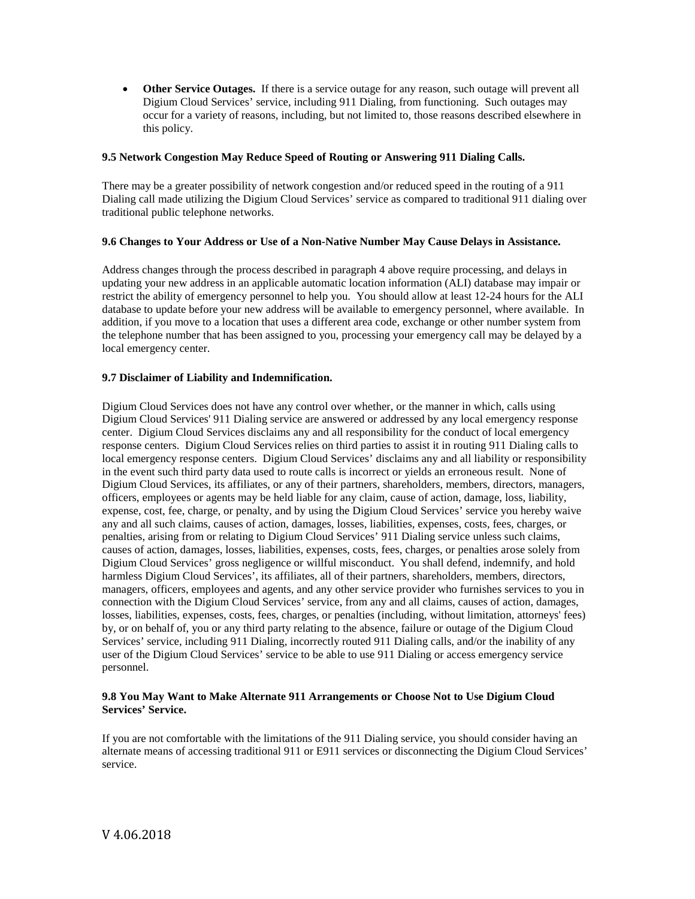- **Other Service Outages.** If there is a service outage for any reason, such outage will prevent all Digium Cloud Services' service, including 911 Dialing, from functioning. Such outages may occur for a variety of reasons, including, but not limited to, those reasons described elsewhere in this policy.

**9.5 Network Congestion May Reduce Speed of Routing or Answering 911 Dialing Calls.**

There may be a greater possibility of network congestion and/or reduced speed in the routing of a 911 Dialing call made utilizing the Digium Cloud Services' service as compared to traditional 911 dialing over traditional public telephone networks.

**9.6 Changes to Your Address or Use of a Non-Native Number May Cause Delays in Assistance.**

Address changes through the process described in paragraph 4 above require processing, and delays in updating your new address in an applicable automatic location information (ALI) database may impair or restrict the ability of emergency personnel to help you. You should allow at least 12-24 hours for the ALI database to update before your new address will be available to emergency personnel, where available. In addition, if you move to a location that uses a different area code, exchange or other number system from the telephone number that has been assigned to you, processing your emergency call may be delayed by a local emergency center.

**9.7 Disclaimer of Liability and Indemnification.**

Digium Cloud Services does not have any control over whether, or the manner in which, calls using Digium Cloud Services' 911 Dialing service are answered or addressed by any local emergency response center. Digium Cloud Services disclaims any and all responsibility for the conduct of local emergency response centers. Digium Cloud Services relies on third parties to assist it in routing 911 Dialing calls to local emergency response centers. Digium Cloud Services' disclaims any and all liability or responsibility in the event such third party data used to route calls is incorrect or yields an erroneous result. None of Digium Cloud Services, its affiliates, or any of their partners, shareholders, members, directors, managers, officers, employees or agents may be held liable for any claim, cause of action, damage, loss, liability, expense, cost, fee, charge, or penalty, and by using the Digium Cloud Services' service you hereby waive any and all such claims, causes of action, damages, losses, liabilities, expenses, costs, fees, charges, or penalties, arising from or relating to Digium Cloud Services' 911 Dialing service unless such claims, causes of action, damages, losses, liabilities, expenses, costs, fees, charges, or penalties arose solely from Digium Cloud Services' gross negligence or willful misconduct. You shall defend, indemnify, and hold harmless Digium Cloud Services', its affiliates, all of their partners, shareholders, members, directors, managers, officers, employees and agents, and any other service provider who furnishes services to you in connection with the Digium Cloud Services' service, from any and all claims, causes of action, damages, losses, liabilities, expenses, costs, fees, charges, or penalties (including, without limitation, attorneys' fees) by, or on behalf of, you or any third party relating to the absence, failure or outage of the Digium Cloud Services' service, including 911 Dialing, incorrectly routed 911 Dialing calls, and/or the inability of any user of the Digium Cloud Services' service to be able to use 911 Dialing or access emergency service personnel.

**9.8 You May Want to Make Alternate 911 Arrangements or Choose Not to Use Digium Cloud Services' Service.**

If you are not comfortable with the limitations of the 911 Dialing service, you should consider having an alternate means of accessing traditional 911 or E911 services or disconnecting the Digium Cloud Services' service.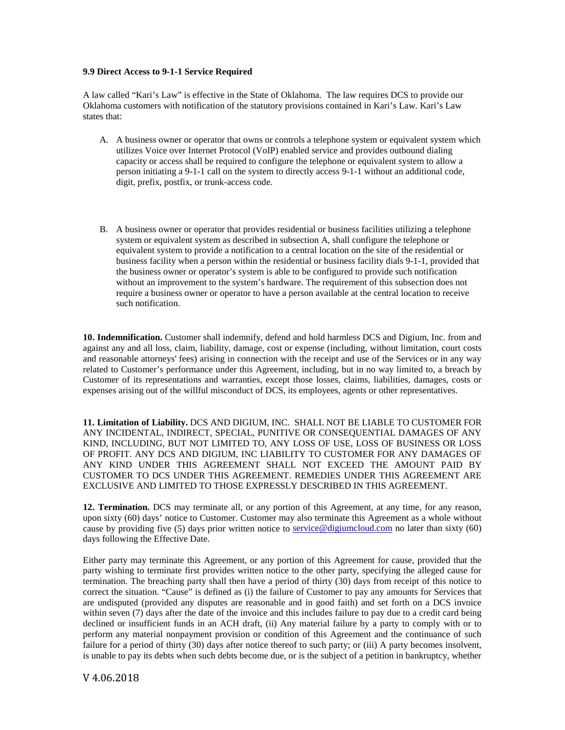**9.9 Direct Access to 9-1-1 Service Required**

A law called "Kari's Law" is effective in the State of Oklahoma. The law requires DCS to provide our Oklahoma customers with notification of the statutory provisions contained in Kari's Law. Kari's Law states that:

A. A business owner or operator that owns or controls a telephone system or equivalent system which utilizes Voice over Internet Protocol (VoIP) enabled service and provides outbound dialing capacity or access shall be required to configure the telephone or equivalent system to allow a person initiating a 9-1-1 call on the system to directly access 9-1-1 without an additional code, digit, prefix, postfix, or trunk-access code.

B. A business owner or operator that provides residential or business facilities utilizing a telephone system or equivalent system as described in subsection A, shall configure the telephone or equivalent system to provide a notification to a central location on the site of the residential or business facility when a person within the residential or business facility dials 9-1-1, provided that the business owner or operator's system is able to be configured to provide such notification without an improvement to the system's hardware. The requirement of this subsection does not require a business owner or operator to have a person available at the central location to receive such notification.

**10. Indemnification.** Customer shall indemnify, defend and hold harmless DCS and Digium, Inc. from and against any and all loss, claim, liability, damage, cost or expense (including, without limitation, court costs and reasonable attorneys' fees) arising in connection with the receipt and use of the Services or in any way related to Customer's performance under this Agreement, including, but in no way limited to, a breach by Customer of its representations and warranties, except those losses, claims, liabilities, damages, costs or expenses arising out of the willful misconduct of DCS, its employees, agents or other representatives.

**11. Limitation of Liability.** DCS AND DIGIUM, INC. SHALL NOT BE LIABLE TO CUSTOMER FOR ANY INCIDENTAL, INDIRECT, SPECIAL, PUNITIVE OR CONSEQUENTIAL DAMAGES OF ANY KIND, INCLUDING, BUT NOT LIMITED TO, ANY LOSS OF USE, LOSS OF BUSINESS OR LOSS OF PROFIT. ANY DCS AND DIGIUM, INC LIABILITY TO CUSTOMER FOR ANY DAMAGES OF ANY KIND UNDER THIS AGREEMENT SHALL NOT EXCEED THE AMOUNT PAID BY CUSTOMER TO DCS UNDER THIS AGREEMENT. REMEDIES UNDER THIS AGREEMENT ARE EXCLUSIVE AND LIMITED TO THOSE EXPRESSLY DESCRIBED IN THIS AGREEMENT.

**12. Termination.** DCS may terminate all, or any portion of this Agreement, at any time, for any reason, upon sixty (60) days' notice to Customer. Customer may also terminate this Agreement as a whole without cause by providing five (5) days prior written notice to service@digiumcloud.com no later than sixty (60) days following the Effective Date.

Either party may terminate this Agreement, or any portion of this Agreement for cause, provided that the party wishing to terminate first provides written notice to the other party, specifying the alleged cause for termination. The breaching party shall then have a period of thirty (30) days from receipt of this notice to correct the situation. "Cause" is defined as (i) the failure of Customer to pay any amounts for Services that are undisputed (provided any disputes are reasonable and in good faith) and set forth on a DCS invoice within seven (7) days after the date of the invoice and this includes failure to pay due to a credit card being declined or insufficient funds in an ACH draft, (ii) Any material failure by a party to comply with or to perform any material nonpayment provision or condition of this Agreement and the continuance of such failure for a period of thirty (30) days after notice thereof to such party; or (iii) A party becomes insolvent, is unable to pay its debts when such debts become due, or is the subject of a petition in bankruptcy, whether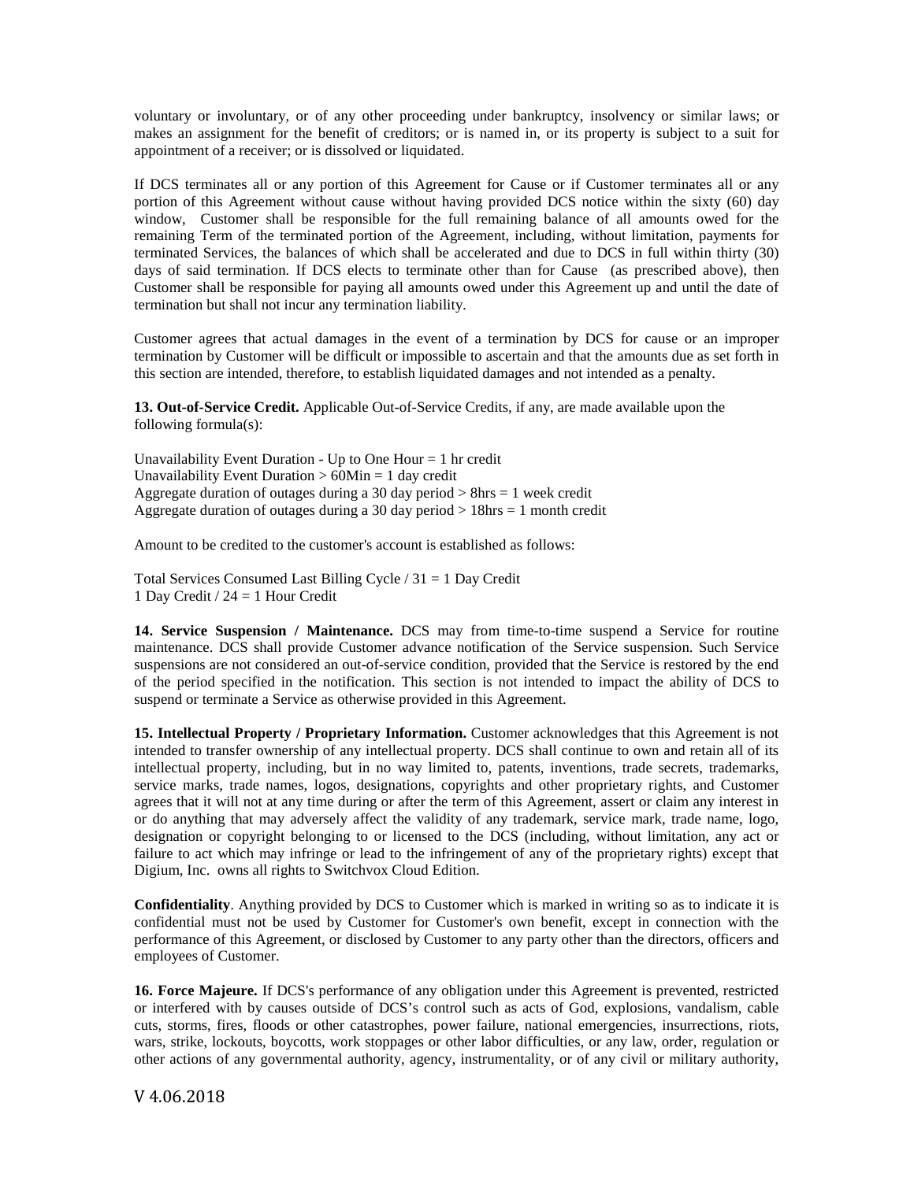voluntary or involuntary, or of any other proceeding under bankruptcy, insolvency or similar laws; or makes an assignment for the benefit of creditors; or is named in, or its property is subject to a suit for appointment of a receiver; or is dissolved or liquidated.

If DCS terminates all or any portion of this Agreement for Cause or if Customer terminates all or any portion of this Agreement without cause without having provided DCS notice within the sixty (60) day window, Customer shall be responsible for the full remaining balance of all amounts owed for the remaining Term of the terminated portion of the Agreement, including, without limitation, payments for terminated Services, the balances of which shall be accelerated and due to DCS in full within thirty (30) days of said termination. If DCS elects to terminate other than for Cause (as prescribed above), then Customer shall be responsible for paying all amounts owed under this Agreement up and until the date of termination but shall not incur any termination liability.

Customer agrees that actual damages in the event of a termination by DCS for cause or an improper termination by Customer will be difficult or impossible to ascertain and that the amounts due as set forth in this section are intended, therefore, to establish liquidated damages and not intended as a penalty.

**13. Out-of-Service Credit.** Applicable Out-of-Service Credits, if any, are made available upon the following formula(s):

Unavailability Event Duration - Up to One Hour = 1 hr credit
Unavailability Event Duration > 60Min = 1 day credit
Aggregate duration of outages during a 30 day period > 8hrs = 1 week credit
Aggregate duration of outages during a 30 day period > 18hrs = 1 month credit

Amount to be credited to the customer's account is established as follows:

Total Services Consumed Last Billing Cycle / 31 = 1 Day Credit
1 Day Credit / 24 = 1 Hour Credit

**14. Service Suspension / Maintenance.** DCS may from time-to-time suspend a Service for routine maintenance. DCS shall provide Customer advance notification of the Service suspension. Such Service suspensions are not considered an out-of-service condition, provided that the Service is restored by the end of the period specified in the notification. This section is not intended to impact the ability of DCS to suspend or terminate a Service as otherwise provided in this Agreement.

**15. Intellectual Property / Proprietary Information.** Customer acknowledges that this Agreement is not intended to transfer ownership of any intellectual property. DCS shall continue to own and retain all of its intellectual property, including, but in no way limited to, patents, inventions, trade secrets, trademarks, service marks, trade names, logos, designations, copyrights and other proprietary rights, and Customer agrees that it will not at any time during or after the term of this Agreement, assert or claim any interest in or do anything that may adversely affect the validity of any trademark, service mark, trade name, logo, designation or copyright belonging to or licensed to the DCS (including, without limitation, any act or failure to act which may infringe or lead to the infringement of any of the proprietary rights) except that Digium, Inc. owns all rights to Switchvox Cloud Edition.

**Confidentiality**. Anything provided by DCS to Customer which is marked in writing so as to indicate it is confidential must not be used by Customer for Customer's own benefit, except in connection with the performance of this Agreement, or disclosed by Customer to any party other than the directors, officers and employees of Customer.

**16. Force Majeure.** If DCS's performance of any obligation under this Agreement is prevented, restricted or interfered with by causes outside of DCS's control such as acts of God, explosions, vandalism, cable cuts, storms, fires, floods or other catastrophes, power failure, national emergencies, insurrections, riots, wars, strike, lockouts, boycotts, work stoppages or other labor difficulties, or any law, order, regulation or other actions of any governmental authority, agency, instrumentality, or of any civil or military authority,

V 4.06.2018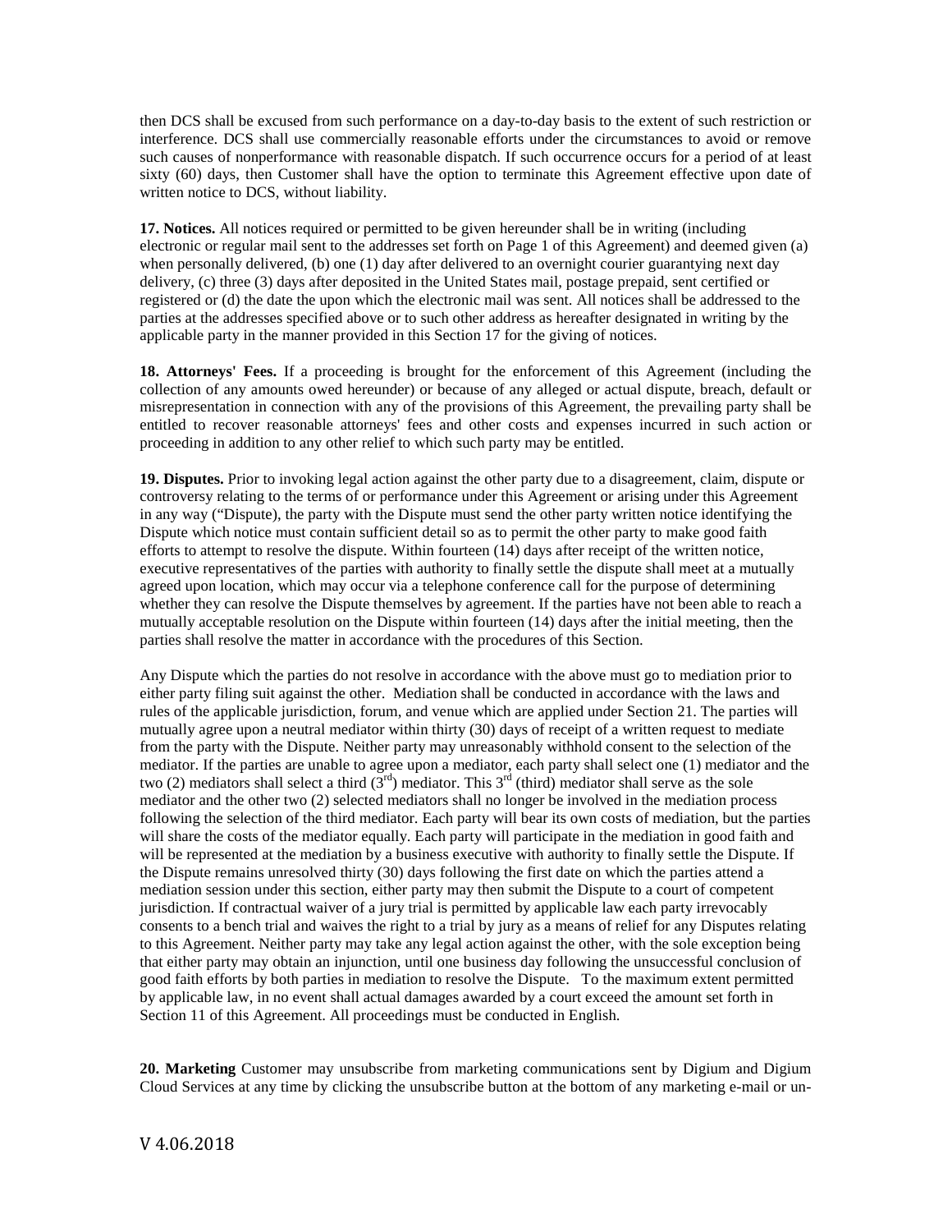then DCS shall be excused from such performance on a day-to-day basis to the extent of such restriction or interference. DCS shall use commercially reasonable efforts under the circumstances to avoid or remove such causes of nonperformance with reasonable dispatch. If such occurrence occurs for a period of at least sixty (60) days, then Customer shall have the option to terminate this Agreement effective upon date of written notice to DCS, without liability.

**17. Notices.** All notices required or permitted to be given hereunder shall be in writing (including electronic or regular mail sent to the addresses set forth on Page 1 of this Agreement) and deemed given (a) when personally delivered, (b) one (1) day after delivered to an overnight courier guarantying next day delivery, (c) three (3) days after deposited in the United States mail, postage prepaid, sent certified or registered or (d) the date the upon which the electronic mail was sent. All notices shall be addressed to the parties at the addresses specified above or to such other address as hereafter designated in writing by the applicable party in the manner provided in this Section 17 for the giving of notices.

**18. Attorneys' Fees.** If a proceeding is brought for the enforcement of this Agreement (including the collection of any amounts owed hereunder) or because of any alleged or actual dispute, breach, default or misrepresentation in connection with any of the provisions of this Agreement, the prevailing party shall be entitled to recover reasonable attorneys' fees and other costs and expenses incurred in such action or proceeding in addition to any other relief to which such party may be entitled.

**19. Disputes.** Prior to invoking legal action against the other party due to a disagreement, claim, dispute or controversy relating to the terms of or performance under this Agreement or arising under this Agreement in any way ("Dispute), the party with the Dispute must send the other party written notice identifying the Dispute which notice must contain sufficient detail so as to permit the other party to make good faith efforts to attempt to resolve the dispute. Within fourteen (14) days after receipt of the written notice, executive representatives of the parties with authority to finally settle the dispute shall meet at a mutually agreed upon location, which may occur via a telephone conference call for the purpose of determining whether they can resolve the Dispute themselves by agreement. If the parties have not been able to reach a mutually acceptable resolution on the Dispute within fourteen (14) days after the initial meeting, then the parties shall resolve the matter in accordance with the procedures of this Section.

Any Dispute which the parties do not resolve in accordance with the above must go to mediation prior to either party filing suit against the other. Mediation shall be conducted in accordance with the laws and rules of the applicable jurisdiction, forum, and venue which are applied under Section 21. The parties will mutually agree upon a neutral mediator within thirty (30) days of receipt of a written request to mediate from the party with the Dispute. Neither party may unreasonably withhold consent to the selection of the mediator. If the parties are unable to agree upon a mediator, each party shall select one (1) mediator and the two (2) mediators shall select a third (3rd) mediator. This 3rd (third) mediator shall serve as the sole mediator and the other two (2) selected mediators shall no longer be involved in the mediation process following the selection of the third mediator. Each party will bear its own costs of mediation, but the parties will share the costs of the mediator equally. Each party will participate in the mediation in good faith and will be represented at the mediation by a business executive with authority to finally settle the Dispute. If the Dispute remains unresolved thirty (30) days following the first date on which the parties attend a mediation session under this section, either party may then submit the Dispute to a court of competent jurisdiction. If contractual waiver of a jury trial is permitted by applicable law each party irrevocably consents to a bench trial and waives the right to a trial by jury as a means of relief for any Disputes relating to this Agreement. Neither party may take any legal action against the other, with the sole exception being that either party may obtain an injunction, until one business day following the unsuccessful conclusion of good faith efforts by both parties in mediation to resolve the Dispute. To the maximum extent permitted by applicable law, in no event shall actual damages awarded by a court exceed the amount set forth in Section 11 of this Agreement. All proceedings must be conducted in English.

**20. Marketing** Customer may unsubscribe from marketing communications sent by Digium and Digium Cloud Services at any time by clicking the unsubscribe button at the bottom of any marketing e-mail or un-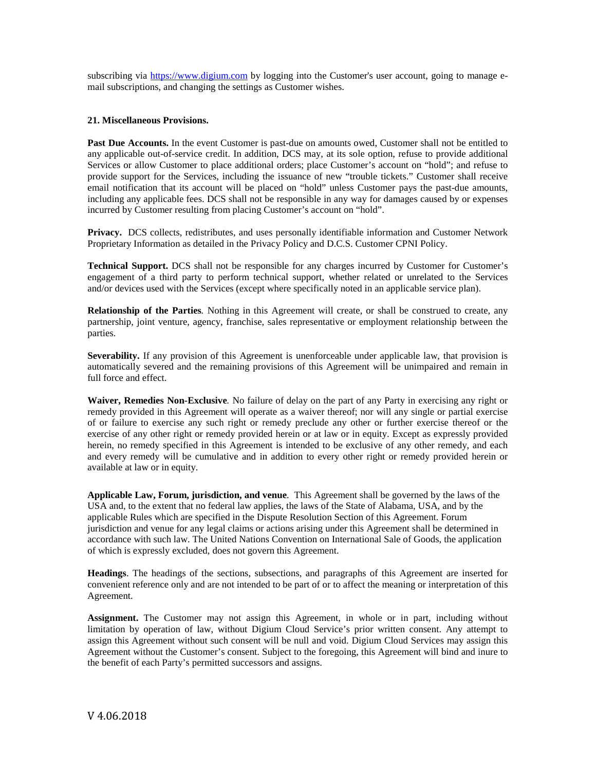subscribing via [https://www.digium.com](https://www.digium.com) by logging into the Customer's user account, going to manage e-mail subscriptions, and changing the settings as Customer wishes.

**21. Miscellaneous Provisions.**

**Past Due Accounts.** In the event Customer is past-due on amounts owed, Customer shall not be entitled to any applicable out-of-service credit. In addition, DCS may, at its sole option, refuse to provide additional Services or allow Customer to place additional orders; place Customer's account on "hold"; and refuse to provide support for the Services, including the issuance of new "trouble tickets." Customer shall receive email notification that its account will be placed on "hold" unless Customer pays the past-due amounts, including any applicable fees. DCS shall not be responsible in any way for damages caused by or expenses incurred by Customer resulting from placing Customer's account on "hold".

**Privacy.** DCS collects, redistributes, and uses personally identifiable information and Customer Network Proprietary Information as detailed in the Privacy Policy and D.C.S. Customer CPNI Policy.

**Technical Support.** DCS shall not be responsible for any charges incurred by Customer for Customer's engagement of a third party to perform technical support, whether related or unrelated to the Services and/or devices used with the Services (except where specifically noted in an applicable service plan).

**Relationship of the Parties**. Nothing in this Agreement will create, or shall be construed to create, any partnership, joint venture, agency, franchise, sales representative or employment relationship between the parties.

**Severability.** If any provision of this Agreement is unenforceable under applicable law, that provision is automatically severed and the remaining provisions of this Agreement will be unimpaired and remain in full force and effect.

**Waiver, Remedies Non-Exclusive**. No failure of delay on the part of any Party in exercising any right or remedy provided in this Agreement will operate as a waiver thereof; nor will any single or partial exercise of or failure to exercise any such right or remedy preclude any other or further exercise thereof or the exercise of any other right or remedy provided herein or at law or in equity. Except as expressly provided herein, no remedy specified in this Agreement is intended to be exclusive of any other remedy, and each and every remedy will be cumulative and in addition to every other right or remedy provided herein or available at law or in equity.

**Applicable Law, Forum, jurisdiction, and venue**. This Agreement shall be governed by the laws of the USA and, to the extent that no federal law applies, the laws of the State of Alabama, USA, and by the applicable Rules which are specified in the Dispute Resolution Section of this Agreement. Forum jurisdiction and venue for any legal claims or actions arising under this Agreement shall be determined in accordance with such law. The United Nations Convention on International Sale of Goods, the application of which is expressly excluded, does not govern this Agreement.

**Headings**. The headings of the sections, subsections, and paragraphs of this Agreement are inserted for convenient reference only and are not intended to be part of or to affect the meaning or interpretation of this Agreement.

**Assignment.** The Customer may not assign this Agreement, in whole or in part, including without limitation by operation of law, without Digium Cloud Service's prior written consent. Any attempt to assign this Agreement without such consent will be null and void. Digium Cloud Services may assign this Agreement without the Customer's consent. Subject to the foregoing, this Agreement will bind and inure to the benefit of each Party's permitted successors and assigns.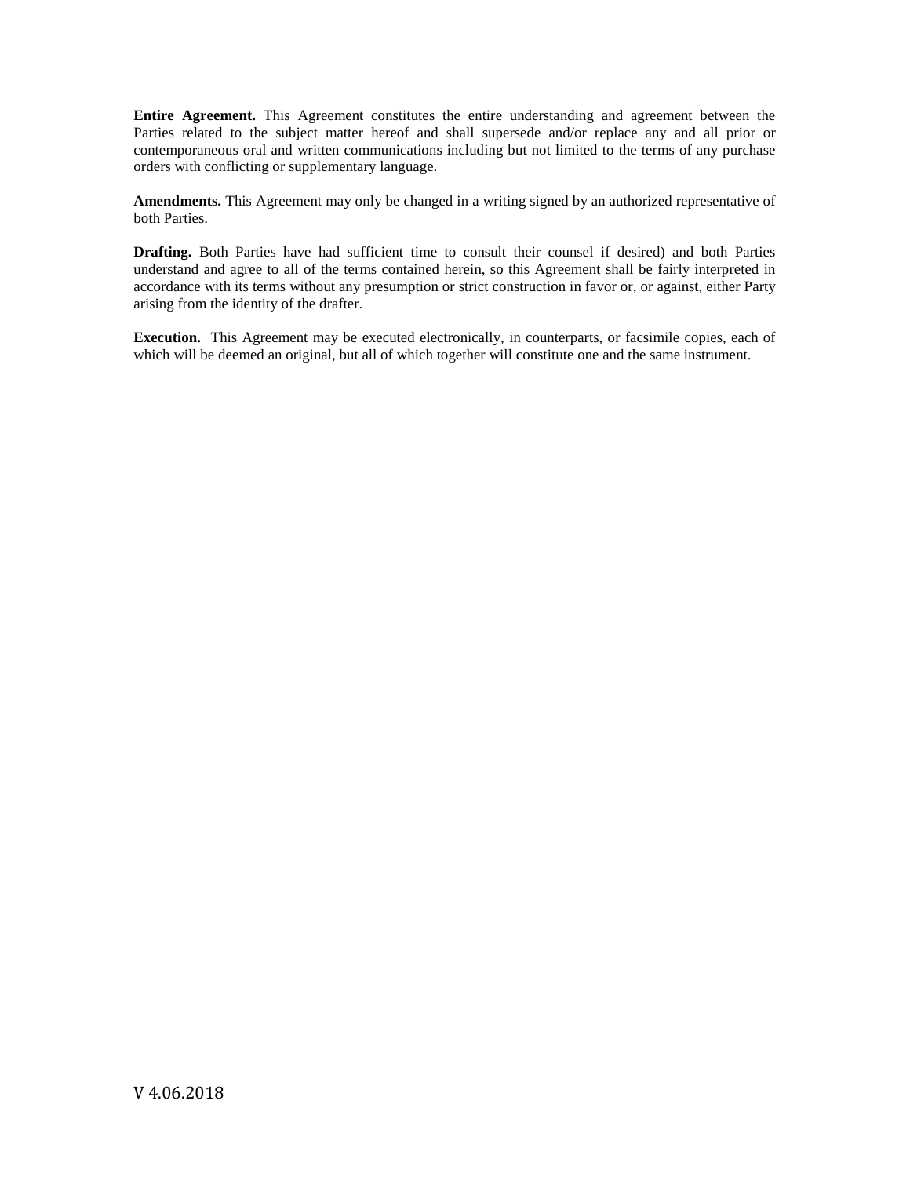**Entire Agreement.** This Agreement constitutes the entire understanding and agreement between the Parties related to the subject matter hereof and shall supersede and/or replace any and all prior or contemporaneous oral and written communications including but not limited to the terms of any purchase orders with conflicting or supplementary language.

**Amendments.** This Agreement may only be changed in a writing signed by an authorized representative of both Parties.

**Drafting.** Both Parties have had sufficient time to consult their counsel if desired) and both Parties understand and agree to all of the terms contained herein, so this Agreement shall be fairly interpreted in accordance with its terms without any presumption or strict construction in favor or, or against, either Party arising from the identity of the drafter.

**Execution.** This Agreement may be executed electronically, in counterparts, or facsimile copies, each of which will be deemed an original, but all of which together will constitute one and the same instrument.

V 4.06.2018